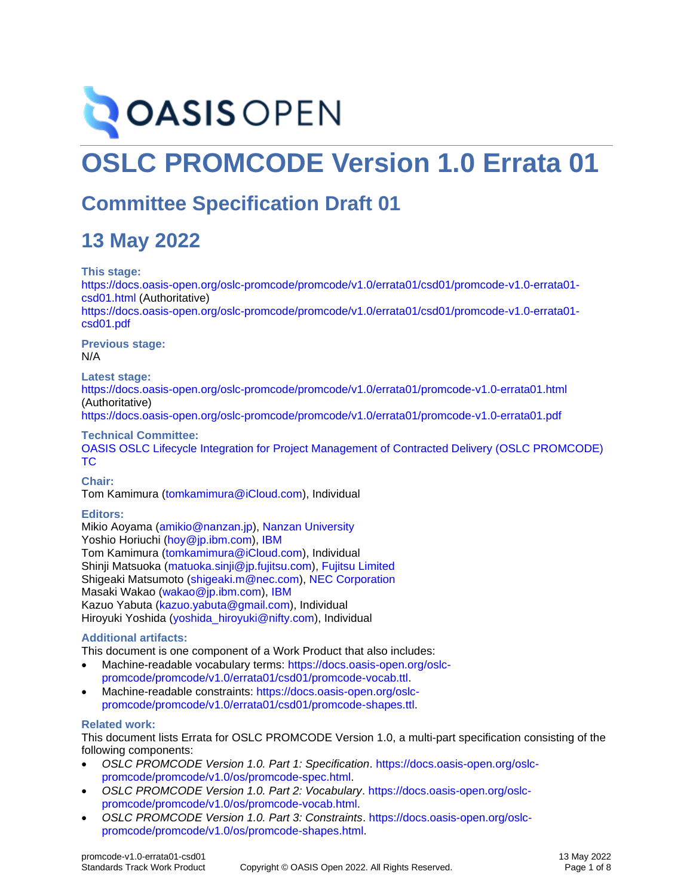# OSLC PROMCODE Version 1.0 Errata 01

## Committee Specification Draft 01

## 13 May 2022

**This stage:**

https://docs.oasis-open.org/oslc-promcode/promcode/v1.0/errata01/csd01/promcode-v1.0-errata01-csd01.html (Authoritative)
https://docs.oasis-open.org/oslc-promcode/promcode/v1.0/errata01/csd01/promcode-v1.0-errata01-csd01.pdf

**Previous stage:**

N/A

**Latest stage:**

https://docs.oasis-open.org/oslc-promcode/promcode/v1.0/errata01/promcode-v1.0-errata01.html (Authoritative)
https://docs.oasis-open.org/oslc-promcode/promcode/v1.0/errata01/promcode-v1.0-errata01.pdf

**Technical Committee:**

OASIS OSLC Lifecycle Integration for Project Management of Contracted Delivery (OSLC PROMCODE) TC

**Chair:**

Tom Kamimura (tomkamimura@iCloud.com), Individual

**Editors:**

Mikio Aoyama (amikio@nanzan.jp), Nanzan University
Yoshio Horiuchi (hoy@jp.ibm.com), IBM
Tom Kamimura (tomkamimura@iCloud.com), Individual
Shinji Matsuoka (matuoka.sinji@jp.fujitsu.com), Fujitsu Limited
Shigeaki Matsumoto (shigeaki.m@nec.com), NEC Corporation
Masaki Wakao (wakao@jp.ibm.com), IBM
Kazuo Yabuta (kazuo.yabuta@gmail.com), Individual
Hiroyuki Yoshida (yoshida_hiroyuki@nifty.com), Individual

**Additional artifacts:**

This document is one component of a Work Product that also includes:

- Machine-readable vocabulary terms: https://docs.oasis-open.org/oslc-promcode/promcode/v1.0/errata01/csd01/promcode-vocab.ttl.
- Machine-readable constraints: https://docs.oasis-open.org/oslc-promcode/promcode/v1.0/errata01/csd01/promcode-shapes.ttl.

**Related work:**

This document lists Errata for OSLC PROMCODE Version 1.0, a multi-part specification consisting of the following components:

- *OSLC PROMCODE Version 1.0. Part 1: Specification*. https://docs.oasis-open.org/oslc-promcode/promcode/v1.0/os/promcode-spec.html.
- *OSLC PROMCODE Version 1.0. Part 2: Vocabulary*. https://docs.oasis-open.org/oslc-promcode/promcode/v1.0/os/promcode-vocab.html.
- *OSLC PROMCODE Version 1.0. Part 3: Constraints*. https://docs.oasis-open.org/oslc-promcode/promcode/v1.0/os/promcode-shapes.html.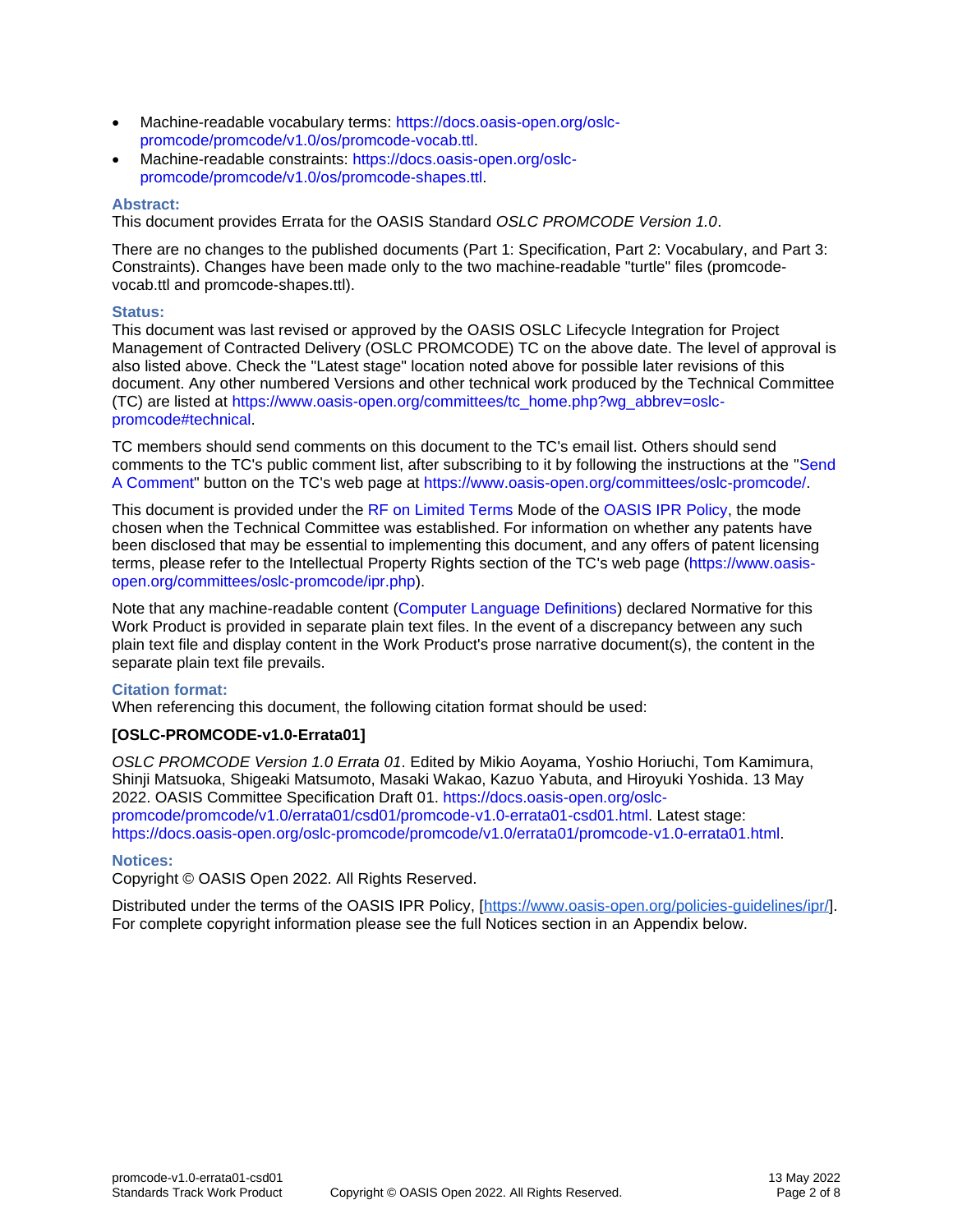- Machine-readable vocabulary terms: https://docs.oasis-open.org/oslc-promcode/promcode/v1.0/os/promcode-vocab.ttl.
- Machine-readable constraints: https://docs.oasis-open.org/oslc-promcode/promcode/v1.0/os/promcode-shapes.ttl.

**Abstract:**

This document provides Errata for the OASIS Standard *OSLC PROMCODE Version 1.0*.

There are no changes to the published documents (Part 1: Specification, Part 2: Vocabulary, and Part 3: Constraints). Changes have been made only to the two machine-readable "turtle" files (promcode-vocab.ttl and promcode-shapes.ttl).

**Status:**

This document was last revised or approved by the OASIS OSLC Lifecycle Integration for Project Management of Contracted Delivery (OSLC PROMCODE) TC on the above date. The level of approval is also listed above. Check the "Latest stage" location noted above for possible later revisions of this document. Any other numbered Versions and other technical work produced by the Technical Committee (TC) are listed at https://www.oasis-open.org/committees/tc_home.php?wg_abbrev=oslc-promcode#technical.

TC members should send comments on this document to the TC's email list. Others should send comments to the TC's public comment list, after subscribing to it by following the instructions at the "Send A Comment" button on the TC's web page at https://www.oasis-open.org/committees/oslc-promcode/.

This document is provided under the RF on Limited Terms Mode of the OASIS IPR Policy, the mode chosen when the Technical Committee was established. For information on whether any patents have been disclosed that may be essential to implementing this document, and any offers of patent licensing terms, please refer to the Intellectual Property Rights section of the TC's web page (https://www.oasis-open.org/committees/oslc-promcode/ipr.php).

Note that any machine-readable content (Computer Language Definitions) declared Normative for this Work Product is provided in separate plain text files. In the event of a discrepancy between any such plain text file and display content in the Work Product's prose narrative document(s), the content in the separate plain text file prevails.

**Citation format:**

When referencing this document, the following citation format should be used:

**[OSLC-PROMCODE-v1.0-Errata01]**

*OSLC PROMCODE Version 1.0 Errata 01*. Edited by Mikio Aoyama, Yoshio Horiuchi, Tom Kamimura, Shinji Matsuoka, Shigeaki Matsumoto, Masaki Wakao, Kazuo Yabuta, and Hiroyuki Yoshida. 13 May 2022. OASIS Committee Specification Draft 01. https://docs.oasis-open.org/oslc-promcode/promcode/v1.0/errata01/csd01/promcode-v1.0-errata01-csd01.html. Latest stage: https://docs.oasis-open.org/oslc-promcode/promcode/v1.0/errata01/promcode-v1.0-errata01.html.

**Notices:**

Copyright © OASIS Open 2022. All Rights Reserved.

Distributed under the terms of the OASIS IPR Policy, [https://www.oasis-open.org/policies-guidelines/ipr/]. For complete copyright information please see the full Notices section in an Appendix below.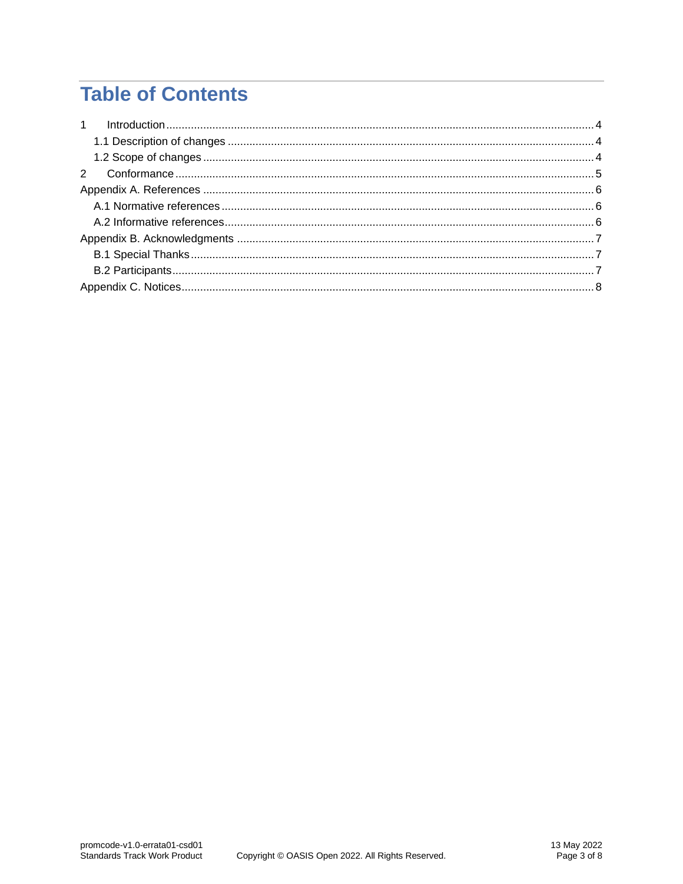# Table of Contents

1 Introduction ..... 4

  1.1 Description of changes ..... 4

  1.2 Scope of changes ..... 4

2 Conformance ..... 5

Appendix A. References ..... 6

  A.1 Normative references ..... 6

  A.2 Informative references ..... 6

Appendix B. Acknowledgments ..... 7

  B.1 Special Thanks ..... 7

  B.2 Participants ..... 7

Appendix C. Notices ..... 8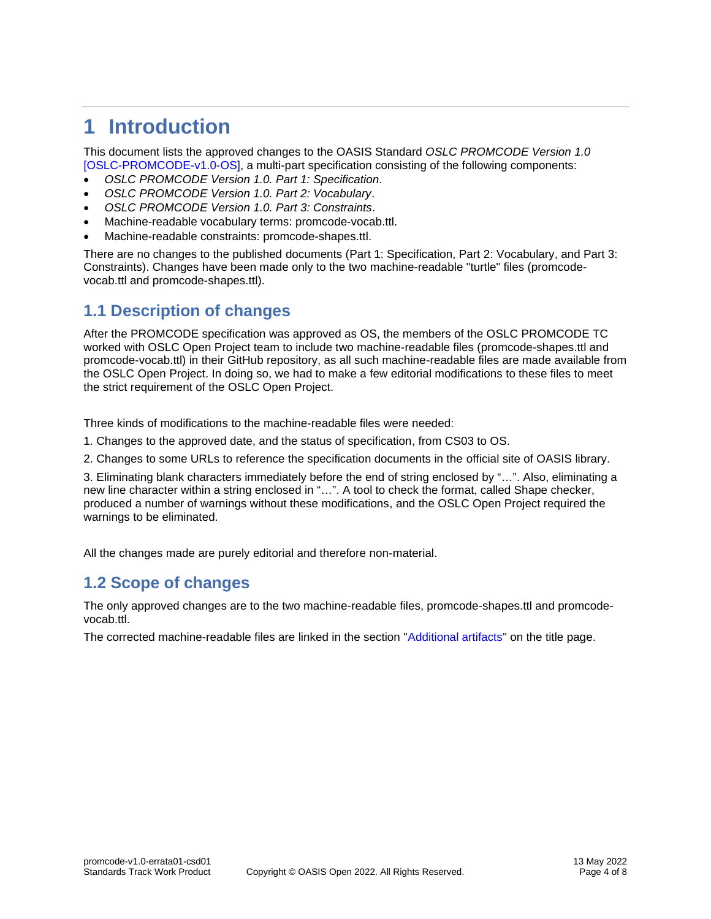# 1 Introduction

This document lists the approved changes to the OASIS Standard *OSLC PROMCODE Version 1.0* [OSLC-PROMCODE-v1.0-OS], a multi-part specification consisting of the following components:

- *OSLC PROMCODE Version 1.0. Part 1: Specification*.
- *OSLC PROMCODE Version 1.0. Part 2: Vocabulary*.
- *OSLC PROMCODE Version 1.0. Part 3: Constraints*.
- Machine-readable vocabulary terms: promcode-vocab.ttl.
- Machine-readable constraints: promcode-shapes.ttl.

There are no changes to the published documents (Part 1: Specification, Part 2: Vocabulary, and Part 3: Constraints). Changes have been made only to the two machine-readable "turtle" files (promcode-vocab.ttl and promcode-shapes.ttl).

## 1.1 Description of changes

After the PROMCODE specification was approved as OS, the members of the OSLC PROMCODE TC worked with OSLC Open Project team to include two machine-readable files (promcode-shapes.ttl and promcode-vocab.ttl) in their GitHub repository, as all such machine-readable files are made available from the OSLC Open Project. In doing so, we had to make a few editorial modifications to these files to meet the strict requirement of the OSLC Open Project.

Three kinds of modifications to the machine-readable files were needed:

1. Changes to the approved date, and the status of specification, from CS03 to OS.

2. Changes to some URLs to reference the specification documents in the official site of OASIS library.

3. Eliminating blank characters immediately before the end of string enclosed by "…". Also, eliminating a new line character within a string enclosed in "…". A tool to check the format, called Shape checker, produced a number of warnings without these modifications, and the OSLC Open Project required the warnings to be eliminated.

All the changes made are purely editorial and therefore non-material.

## 1.2 Scope of changes

The only approved changes are to the two machine-readable files, promcode-shapes.ttl and promcode-vocab.ttl.

The corrected machine-readable files are linked in the section "Additional artifacts" on the title page.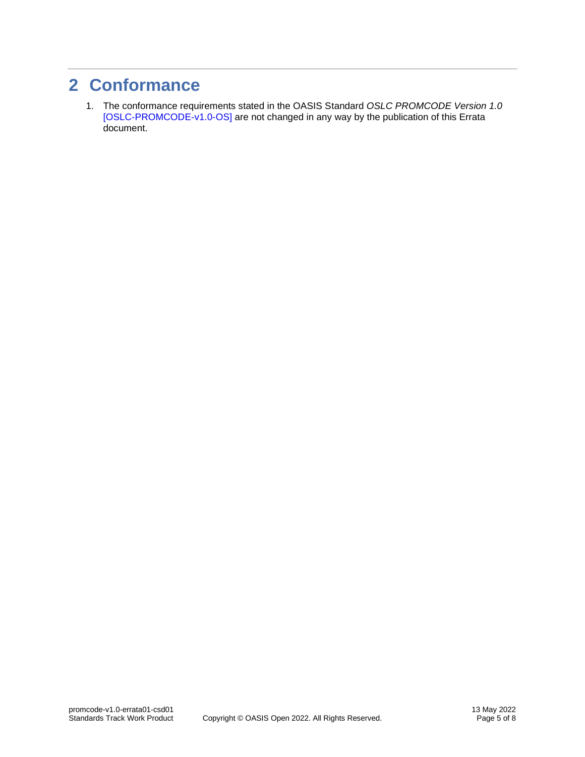# 2 Conformance

1. The conformance requirements stated in the OASIS Standard *OSLC PROMCODE Version 1.0* [OSLC-PROMCODE-v1.0-OS] are not changed in any way by the publication of this Errata document.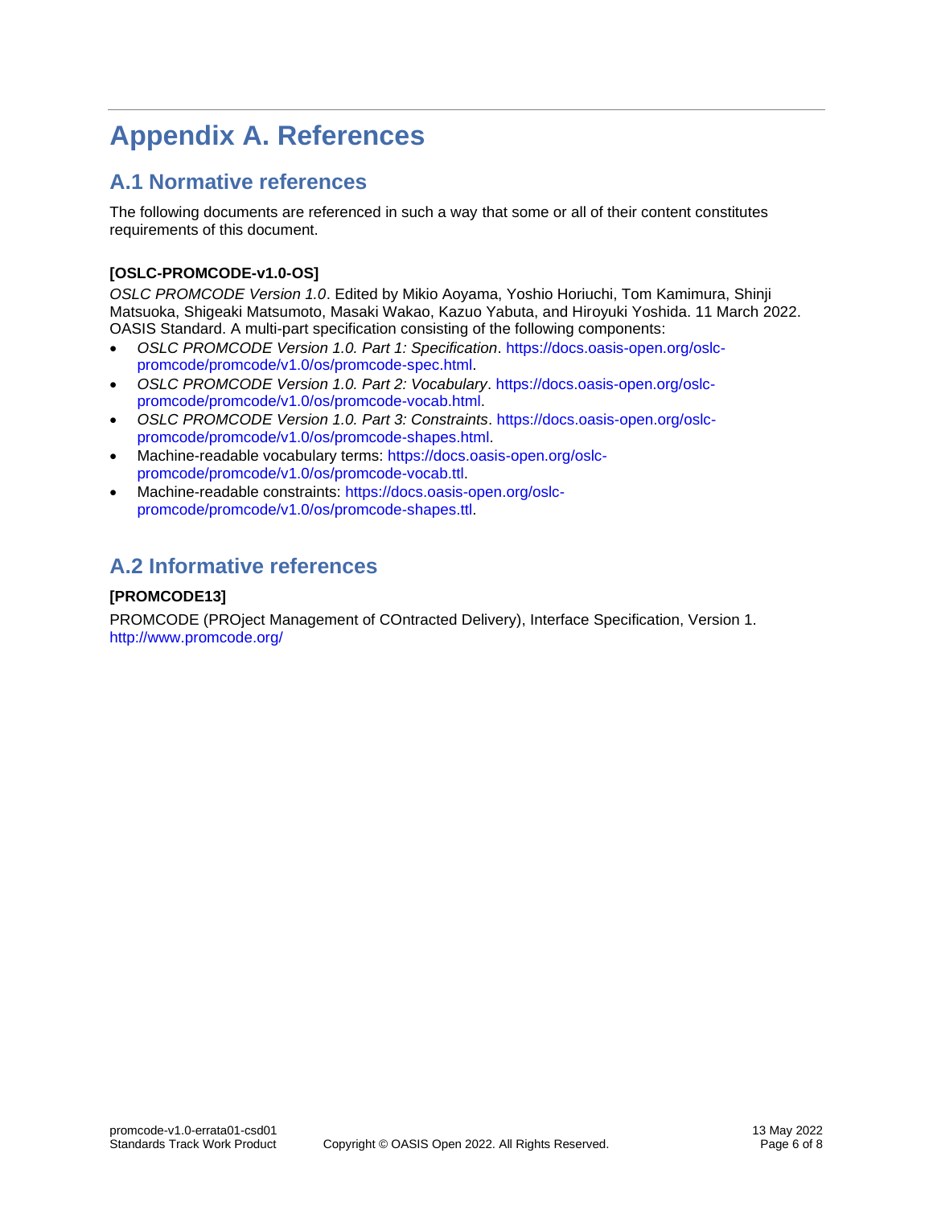# Appendix A. References

## A.1 Normative references

The following documents are referenced in such a way that some or all of their content constitutes requirements of this document.

**[OSLC-PROMCODE-v1.0-OS]**

*OSLC PROMCODE Version 1.0*. Edited by Mikio Aoyama, Yoshio Horiuchi, Tom Kamimura, Shinji Matsuoka, Shigeaki Matsumoto, Masaki Wakao, Kazuo Yabuta, and Hiroyuki Yoshida. 11 March 2022. OASIS Standard. A multi-part specification consisting of the following components:

- *OSLC PROMCODE Version 1.0. Part 1: Specification*. https://docs.oasis-open.org/oslc-promcode/promcode/v1.0/os/promcode-spec.html.
- *OSLC PROMCODE Version 1.0. Part 2: Vocabulary*. https://docs.oasis-open.org/oslc-promcode/promcode/v1.0/os/promcode-vocab.html.
- *OSLC PROMCODE Version 1.0. Part 3: Constraints*. https://docs.oasis-open.org/oslc-promcode/promcode/v1.0/os/promcode-shapes.html.
- Machine-readable vocabulary terms: https://docs.oasis-open.org/oslc-promcode/promcode/v1.0/os/promcode-vocab.ttl.
- Machine-readable constraints: https://docs.oasis-open.org/oslc-promcode/promcode/v1.0/os/promcode-shapes.ttl.

## A.2 Informative references

**[PROMCODE13]**

PROMCODE (PROject Management of COntracted Delivery), Interface Specification, Version 1. http://www.promcode.org/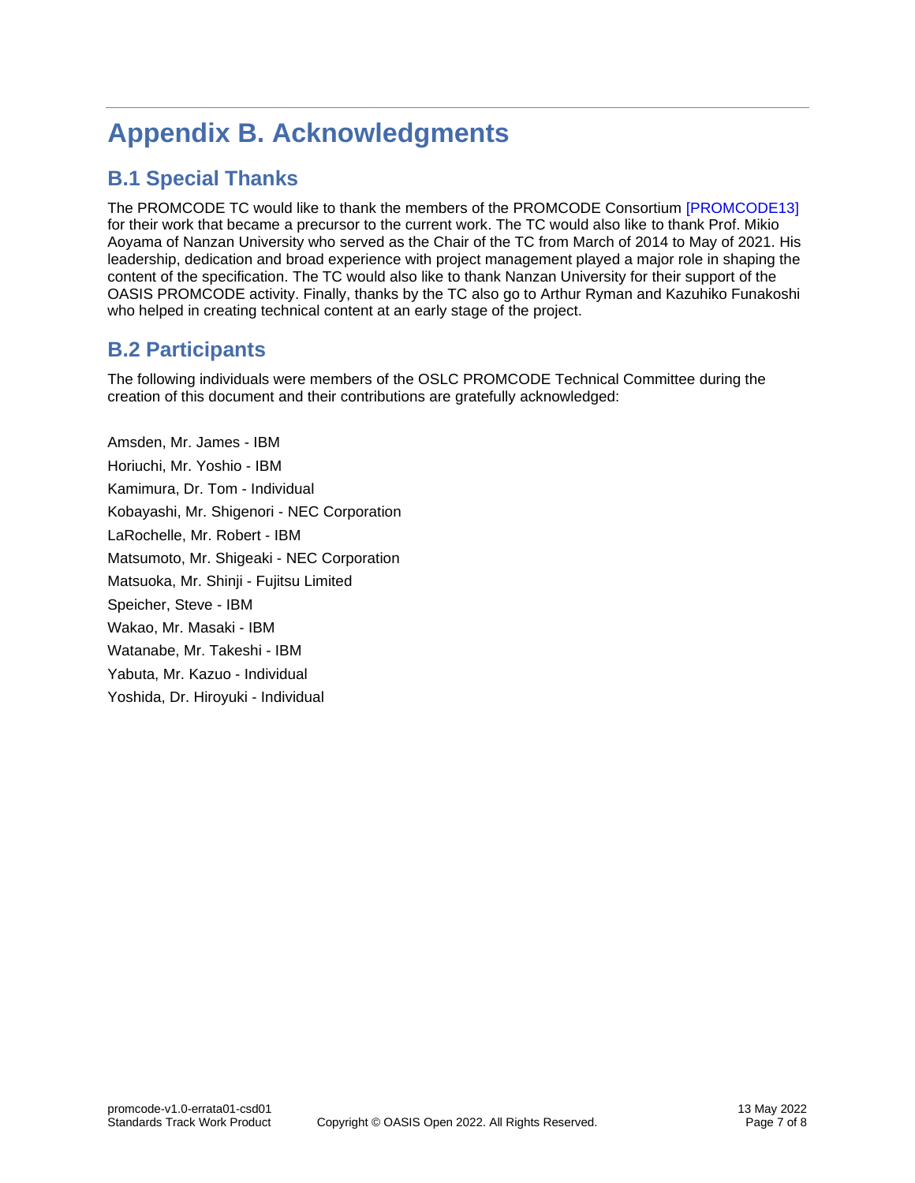# Appendix B. Acknowledgments

## B.1 Special Thanks

The PROMCODE TC would like to thank the members of the PROMCODE Consortium [PROMCODE13] for their work that became a precursor to the current work. The TC would also like to thank Prof. Mikio Aoyama of Nanzan University who served as the Chair of the TC from March of 2014 to May of 2021. His leadership, dedication and broad experience with project management played a major role in shaping the content of the specification. The TC would also like to thank Nanzan University for their support of the OASIS PROMCODE activity. Finally, thanks by the TC also go to Arthur Ryman and Kazuhiko Funakoshi who helped in creating technical content at an early stage of the project.

## B.2 Participants

The following individuals were members of the OSLC PROMCODE Technical Committee during the creation of this document and their contributions are gratefully acknowledged:

Amsden, Mr. James - IBM

Horiuchi, Mr. Yoshio - IBM

Kamimura, Dr. Tom - Individual

Kobayashi, Mr. Shigenori - NEC Corporation

LaRochelle, Mr. Robert - IBM

Matsumoto, Mr. Shigeaki - NEC Corporation

Matsuoka, Mr. Shinji - Fujitsu Limited

Speicher, Steve - IBM

Wakao, Mr. Masaki - IBM

Watanabe, Mr. Takeshi - IBM

Yabuta, Mr. Kazuo - Individual

Yoshida, Dr. Hiroyuki - Individual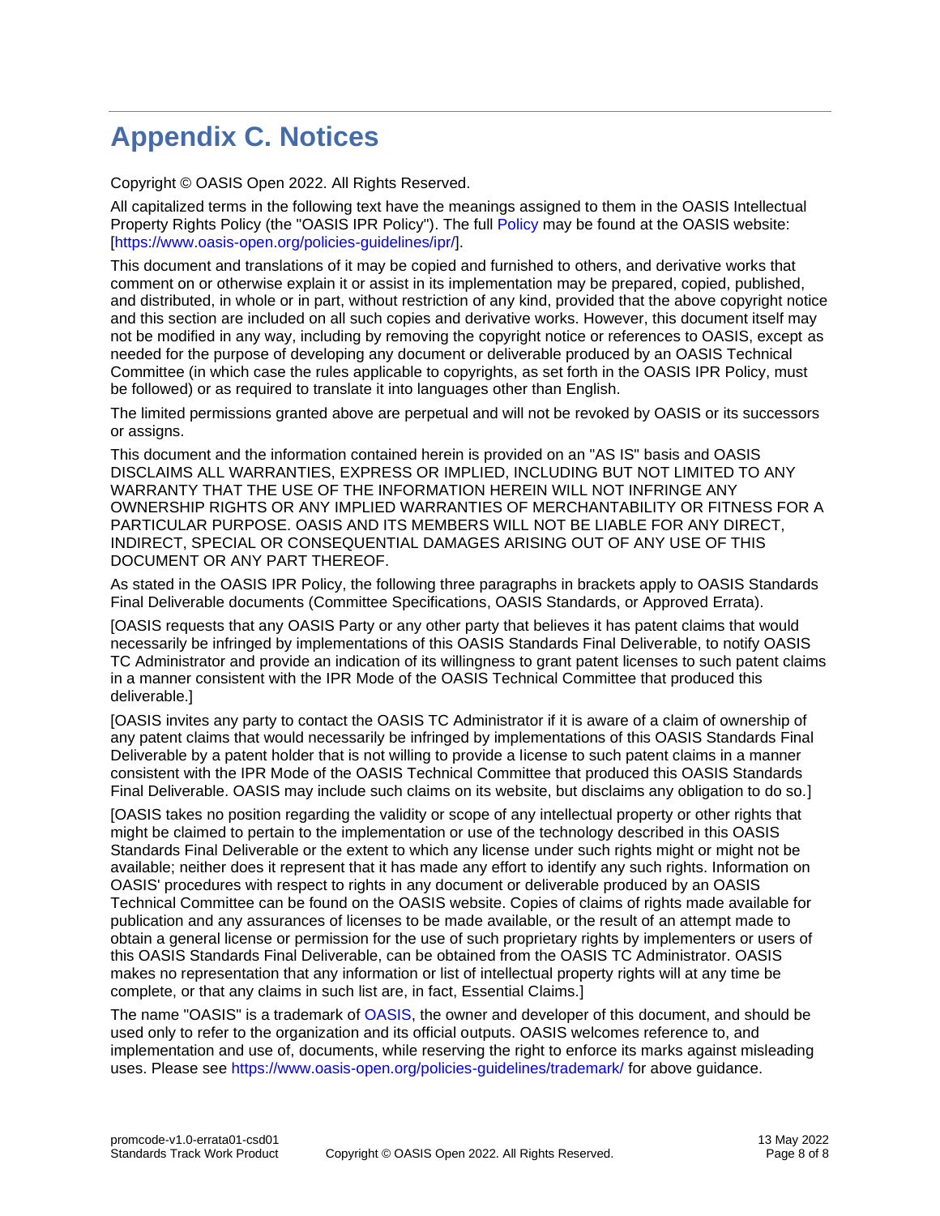# Appendix C. Notices

Copyright © OASIS Open 2022. All Rights Reserved.

All capitalized terms in the following text have the meanings assigned to them in the OASIS Intellectual Property Rights Policy (the "OASIS IPR Policy"). The full Policy may be found at the OASIS website: [https://www.oasis-open.org/policies-guidelines/ipr/].

This document and translations of it may be copied and furnished to others, and derivative works that comment on or otherwise explain it or assist in its implementation may be prepared, copied, published, and distributed, in whole or in part, without restriction of any kind, provided that the above copyright notice and this section are included on all such copies and derivative works. However, this document itself may not be modified in any way, including by removing the copyright notice or references to OASIS, except as needed for the purpose of developing any document or deliverable produced by an OASIS Technical Committee (in which case the rules applicable to copyrights, as set forth in the OASIS IPR Policy, must be followed) or as required to translate it into languages other than English.

The limited permissions granted above are perpetual and will not be revoked by OASIS or its successors or assigns.

This document and the information contained herein is provided on an "AS IS" basis and OASIS DISCLAIMS ALL WARRANTIES, EXPRESS OR IMPLIED, INCLUDING BUT NOT LIMITED TO ANY WARRANTY THAT THE USE OF THE INFORMATION HEREIN WILL NOT INFRINGE ANY OWNERSHIP RIGHTS OR ANY IMPLIED WARRANTIES OF MERCHANTABILITY OR FITNESS FOR A PARTICULAR PURPOSE. OASIS AND ITS MEMBERS WILL NOT BE LIABLE FOR ANY DIRECT, INDIRECT, SPECIAL OR CONSEQUENTIAL DAMAGES ARISING OUT OF ANY USE OF THIS DOCUMENT OR ANY PART THEREOF.

As stated in the OASIS IPR Policy, the following three paragraphs in brackets apply to OASIS Standards Final Deliverable documents (Committee Specifications, OASIS Standards, or Approved Errata).

[OASIS requests that any OASIS Party or any other party that believes it has patent claims that would necessarily be infringed by implementations of this OASIS Standards Final Deliverable, to notify OASIS TC Administrator and provide an indication of its willingness to grant patent licenses to such patent claims in a manner consistent with the IPR Mode of the OASIS Technical Committee that produced this deliverable.]

[OASIS invites any party to contact the OASIS TC Administrator if it is aware of a claim of ownership of any patent claims that would necessarily be infringed by implementations of this OASIS Standards Final Deliverable by a patent holder that is not willing to provide a license to such patent claims in a manner consistent with the IPR Mode of the OASIS Technical Committee that produced this OASIS Standards Final Deliverable. OASIS may include such claims on its website, but disclaims any obligation to do so.]

[OASIS takes no position regarding the validity or scope of any intellectual property or other rights that might be claimed to pertain to the implementation or use of the technology described in this OASIS Standards Final Deliverable or the extent to which any license under such rights might or might not be available; neither does it represent that it has made any effort to identify any such rights. Information on OASIS' procedures with respect to rights in any document or deliverable produced by an OASIS Technical Committee can be found on the OASIS website. Copies of claims of rights made available for publication and any assurances of licenses to be made available, or the result of an attempt made to obtain a general license or permission for the use of such proprietary rights by implementers or users of this OASIS Standards Final Deliverable, can be obtained from the OASIS TC Administrator. OASIS makes no representation that any information or list of intellectual property rights will at any time be complete, or that any claims in such list are, in fact, Essential Claims.]

The name "OASIS" is a trademark of OASIS, the owner and developer of this document, and should be used only to refer to the organization and its official outputs. OASIS welcomes reference to, and implementation and use of, documents, while reserving the right to enforce its marks against misleading uses. Please see https://www.oasis-open.org/policies-guidelines/trademark/ for above guidance.